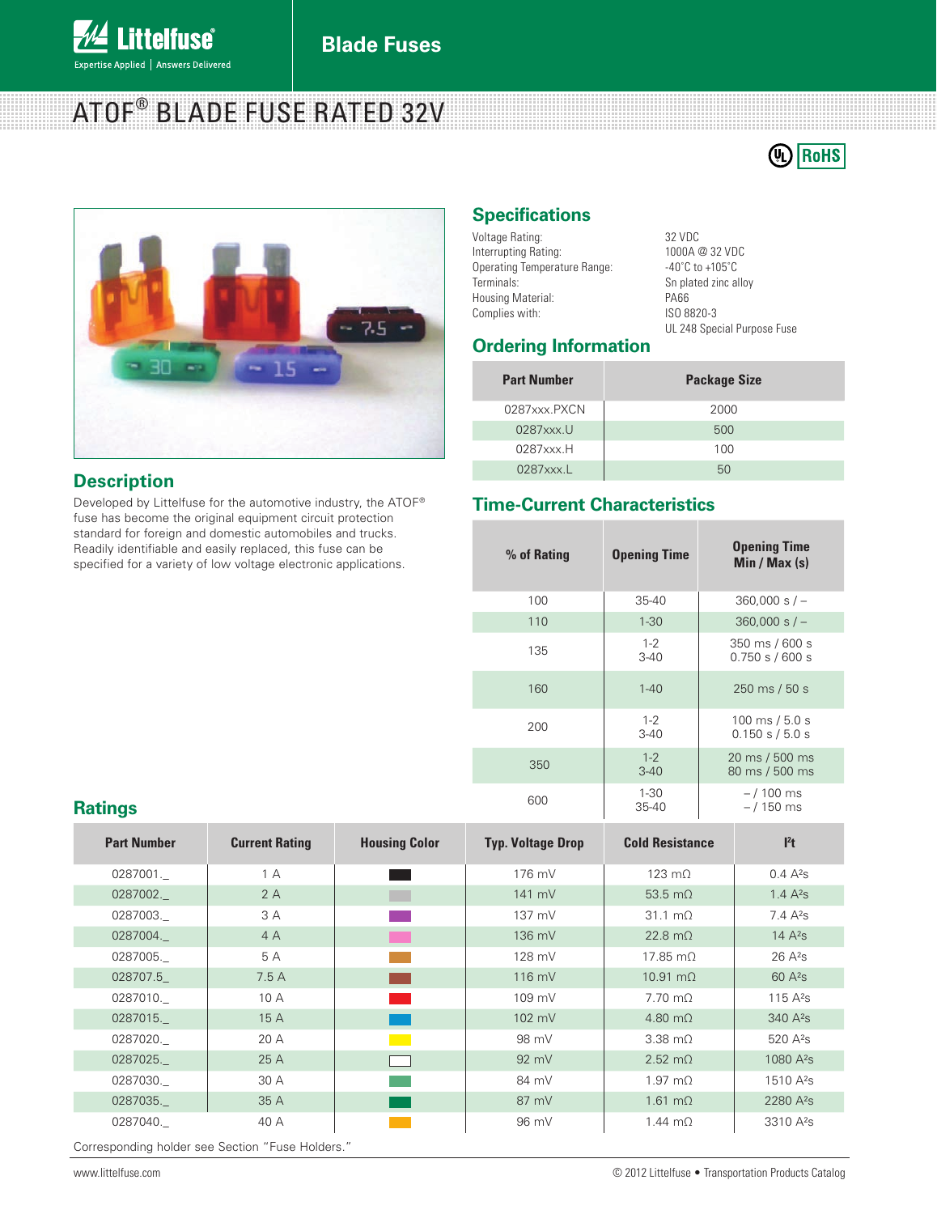# ATOF® BLADE FUSE RATED 32V

## Specifications

| | |
|---|---|
| Voltage Rating: | 32 VDC |
| Interrupting Rating: | 1000A @ 32 VDC |
| Operating Temperature Range: | -40˚C to +105˚C |
| Terminals: | Sn plated zinc alloy |
| Housing Material: | PA66 |
| Complies with: | ISO 8820-3<br>UL 248 Special Purpose Fuse |

## Ordering Information

| Part Number | Package Size |
|---|---|
| 0287xxx.PXCN | 2000 |
| 0287xxx.U | 500 |
| 0287xxx.H | 100 |
| 0287xxx.L | 50 |

## Description

Developed by Littelfuse for the automotive industry, the ATOF® fuse has become the original equipment circuit protection standard for foreign and domestic automobiles and trucks. Readily identifiable and easily replaced, this fuse can be specified for a variety of low voltage electronic applications.

## Time-Current Characteristics

| % of Rating | Opening Time | Opening Time Min / Max (s) |
|---|---|---|
| 100 | 35-40 | 360,000 s / – |
| 110 | 1-30 | 360,000 s / – |
| 135 | 1-2<br>3-40 | 350 ms / 600 s<br>0.750 s / 600 s |
| 160 | 1-40 | 250 ms / 50 s |
| 200 | 1-2<br>3-40 | 100 ms / 5.0 s<br>0.150 s / 5.0 s |
| 350 | 1-2<br>3-40 | 20 ms / 500 ms<br>80 ms / 500 ms |
| 600 | 1-30<br>35-40 | – / 100 ms<br>– / 150 ms |

## Ratings

| Part Number | Current Rating | Housing Color | Typ. Voltage Drop | Cold Resistance | I²t |
|---|---|---|---|---|---|
| 0287001._ | 1 A | | 176 mV | 123 mΩ | 0.4 A²s |
| 0287002._ | 2 A | | 141 mV | 53.5 mΩ | 1.4 A²s |
| 0287003._ | 3 A | | 137 mV | 31.1 mΩ | 7.4 A²s |
| 0287004._ | 4 A | | 136 mV | 22.8 mΩ | 14 A²s |
| 0287005._ | 5 A | | 128 mV | 17.85 mΩ | 26 A²s |
| 028707.5_ | 7.5 A | | 116 mV | 10.91 mΩ | 60 A²s |
| 0287010._ | 10 A | | 109 mV | 7.70 mΩ | 115 A²s |
| 0287015._ | 15 A | | 102 mV | 4.80 mΩ | 340 A²s |
| 0287020._ | 20 A | | 98 mV | 3.38 mΩ | 520 A²s |
| 0287025._ | 25 A | | 92 mV | 2.52 mΩ | 1080 A²s |
| 0287030._ | 30 A | | 84 mV | 1.97 mΩ | 1510 A²s |
| 0287035._ | 35 A | | 87 mV | 1.61 mΩ | 2280 A²s |
| 0287040._ | 40 A | | 96 mV | 1.44 mΩ | 3310 A²s |

Corresponding holder see Section "Fuse Holders."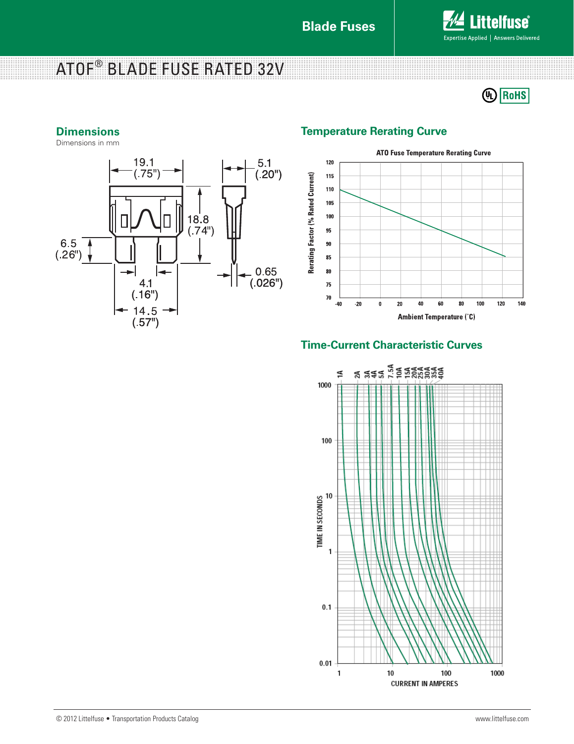Blade Fuses

# ATOF® BLADE FUSE RATED 32V

## Dimensions

Dimensions in mm

19.1
(.75")

5.1
(.20")

18.8
(.74")

6.5
(.26")

0.65
(.026")

4.1
(.16")

14.5
(.57")

## Temperature Rerating Curve

ATO Fuse Temperature Rerating Curve

Rerating Factor (% Rated Current)

120
115
110
105
100
95
90
85
80
75
70

-40 -20 0 20 40 60 80 100 120 140

Ambient Temperature (˚C)

## Time-Current Characteristic Curves

1A 2A 3A 4A 5A 7.5A 10A 15A 20A 25A 30A 35A 40A

TIME IN SECONDS

1000
100
10
1
0.1
0.01

1 10 100 1000

CURRENT IN AMPERES